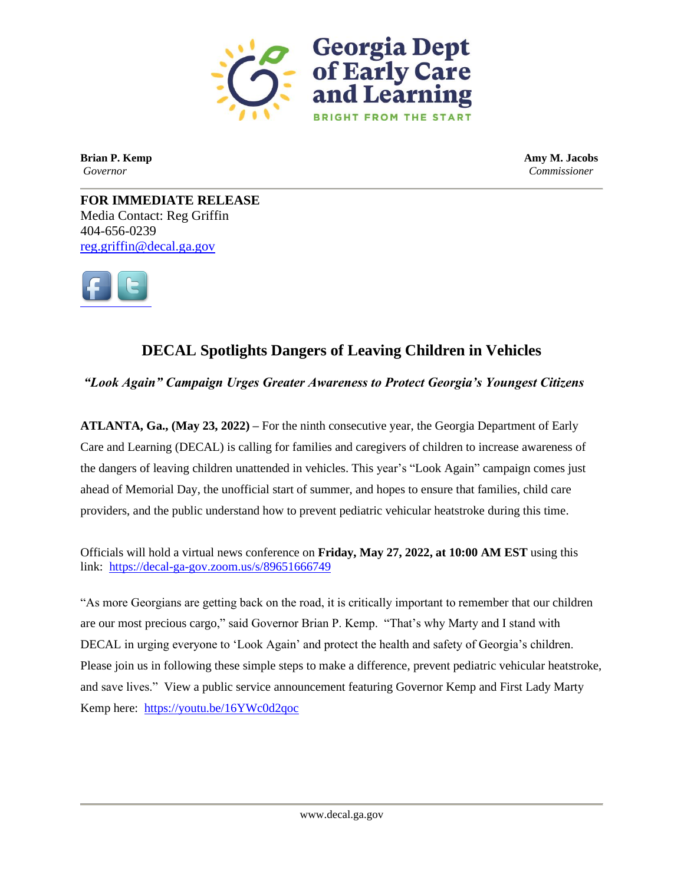Georgia Dept of Early Care and Learning

BRIGHT FROM THE START

**Brian P. Kemp**
*Governor*

**Amy M. Jacobs**
*Commissioner*

**FOR IMMEDIATE RELEASE**
Media Contact: Reg Griffin
404-656-0239
reg.griffin@decal.ga.gov

# DECAL Spotlights Dangers of Leaving Children in Vehicles

***"Look Again" Campaign Urges Greater Awareness to Protect Georgia's Youngest Citizens***

**ATLANTA, Ga., (May 23, 2022) –** For the ninth consecutive year, the Georgia Department of Early Care and Learning (DECAL) is calling for families and caregivers of children to increase awareness of the dangers of leaving children unattended in vehicles. This year's "Look Again" campaign comes just ahead of Memorial Day, the unofficial start of summer, and hopes to ensure that families, child care providers, and the public understand how to prevent pediatric vehicular heatstroke during this time.

Officials will hold a virtual news conference on **Friday, May 27, 2022, at 10:00 AM EST** using this link: https://decal-ga-gov.zoom.us/s/89651666749

"As more Georgians are getting back on the road, it is critically important to remember that our children are our most precious cargo," said Governor Brian P. Kemp. "That's why Marty and I stand with DECAL in urging everyone to 'Look Again' and protect the health and safety of Georgia's children. Please join us in following these simple steps to make a difference, prevent pediatric vehicular heatstroke, and save lives." View a public service announcement featuring Governor Kemp and First Lady Marty Kemp here: https://youtu.be/16YWc0d2qoc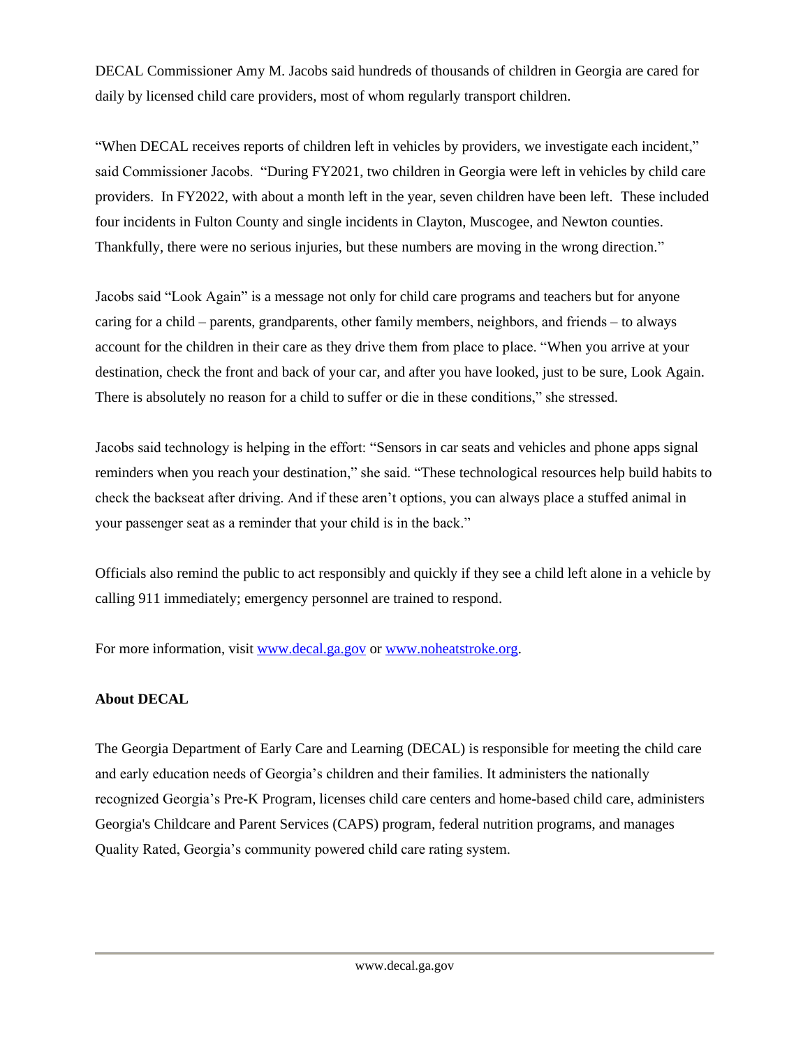DECAL Commissioner Amy M. Jacobs said hundreds of thousands of children in Georgia are cared for daily by licensed child care providers, most of whom regularly transport children.

"When DECAL receives reports of children left in vehicles by providers, we investigate each incident," said Commissioner Jacobs. "During FY2021, two children in Georgia were left in vehicles by child care providers. In FY2022, with about a month left in the year, seven children have been left. These included four incidents in Fulton County and single incidents in Clayton, Muscogee, and Newton counties. Thankfully, there were no serious injuries, but these numbers are moving in the wrong direction."

Jacobs said "Look Again" is a message not only for child care programs and teachers but for anyone caring for a child – parents, grandparents, other family members, neighbors, and friends – to always account for the children in their care as they drive them from place to place. "When you arrive at your destination, check the front and back of your car, and after you have looked, just to be sure, Look Again. There is absolutely no reason for a child to suffer or die in these conditions," she stressed.

Jacobs said technology is helping in the effort: "Sensors in car seats and vehicles and phone apps signal reminders when you reach your destination," she said. "These technological resources help build habits to check the backseat after driving. And if these aren't options, you can always place a stuffed animal in your passenger seat as a reminder that your child is in the back."

Officials also remind the public to act responsibly and quickly if they see a child left alone in a vehicle by calling 911 immediately; emergency personnel are trained to respond.

For more information, visit [www.decal.ga.gov](http://www.decal.ga.gov) or [www.noheatstroke.org](http://www.noheatstroke.org).

**About DECAL**

The Georgia Department of Early Care and Learning (DECAL) is responsible for meeting the child care and early education needs of Georgia's children and their families. It administers the nationally recognized Georgia's Pre-K Program, licenses child care centers and home-based child care, administers Georgia's Childcare and Parent Services (CAPS) program, federal nutrition programs, and manages Quality Rated, Georgia's community powered child care rating system.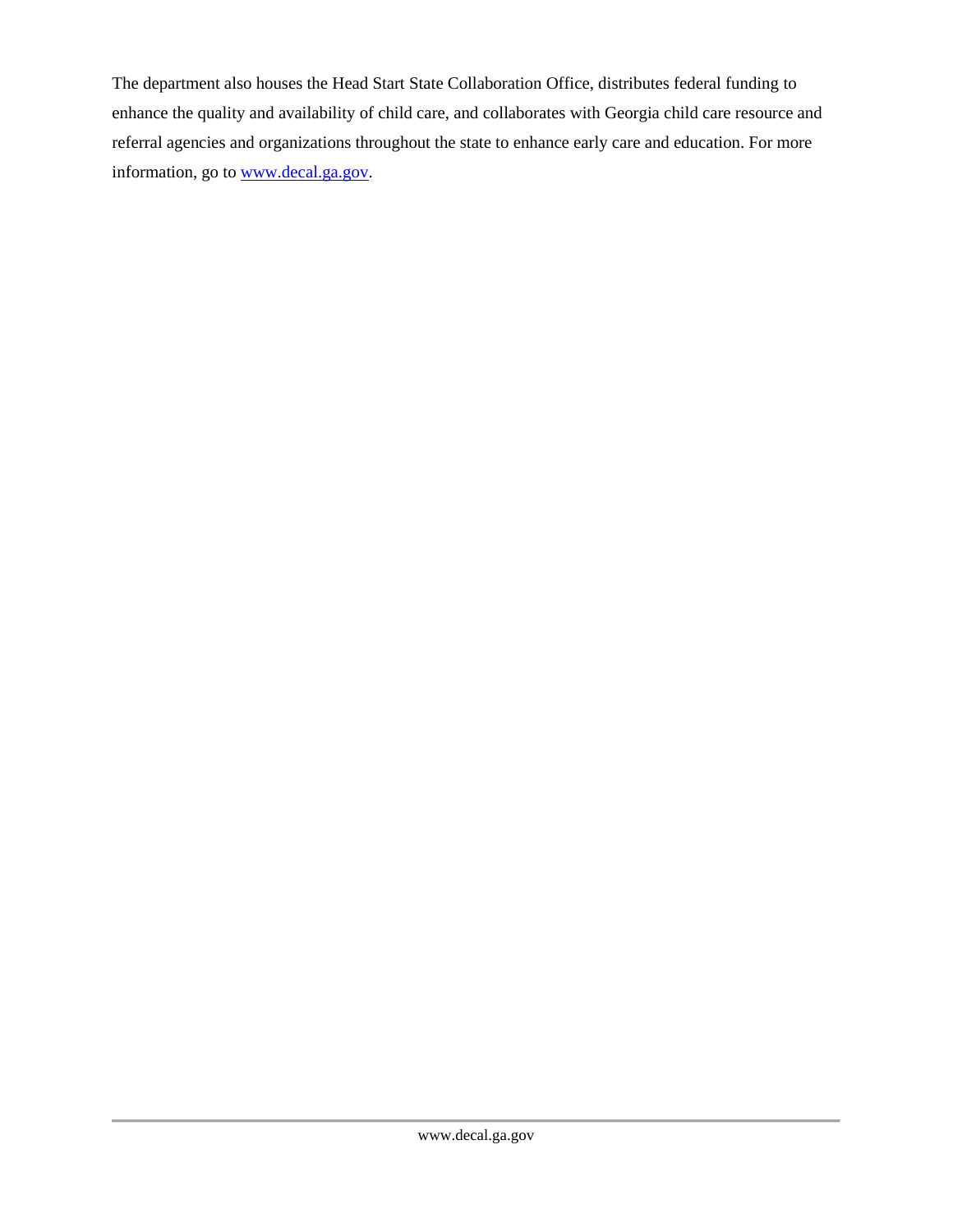The department also houses the Head Start State Collaboration Office, distributes federal funding to enhance the quality and availability of child care, and collaborates with Georgia child care resource and referral agencies and organizations throughout the state to enhance early care and education. For more information, go to [www.decal.ga.gov](http://www.decal.ga.gov).